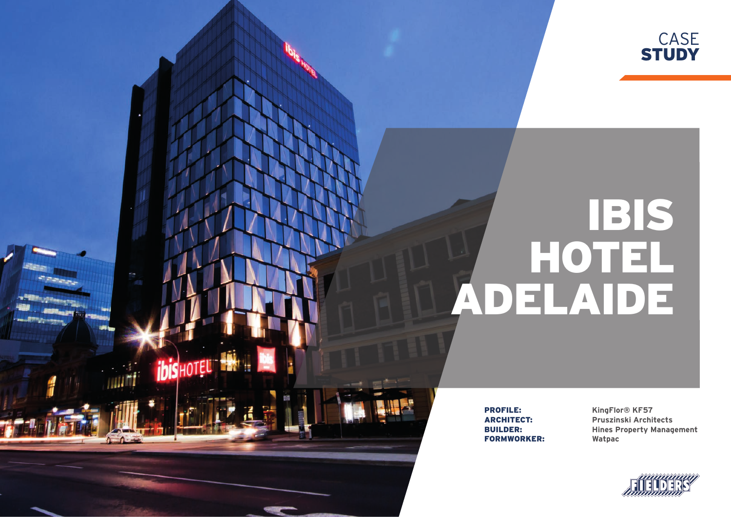CASE
**STUDY**

# IBIS HOTEL ADELAIDE

**PROFILE:** KingFlor® KF57
**ARCHITECT:** Pruszinski Architects
**BUILDER:** Hines Property Management
**FORMWORKER:** Watpac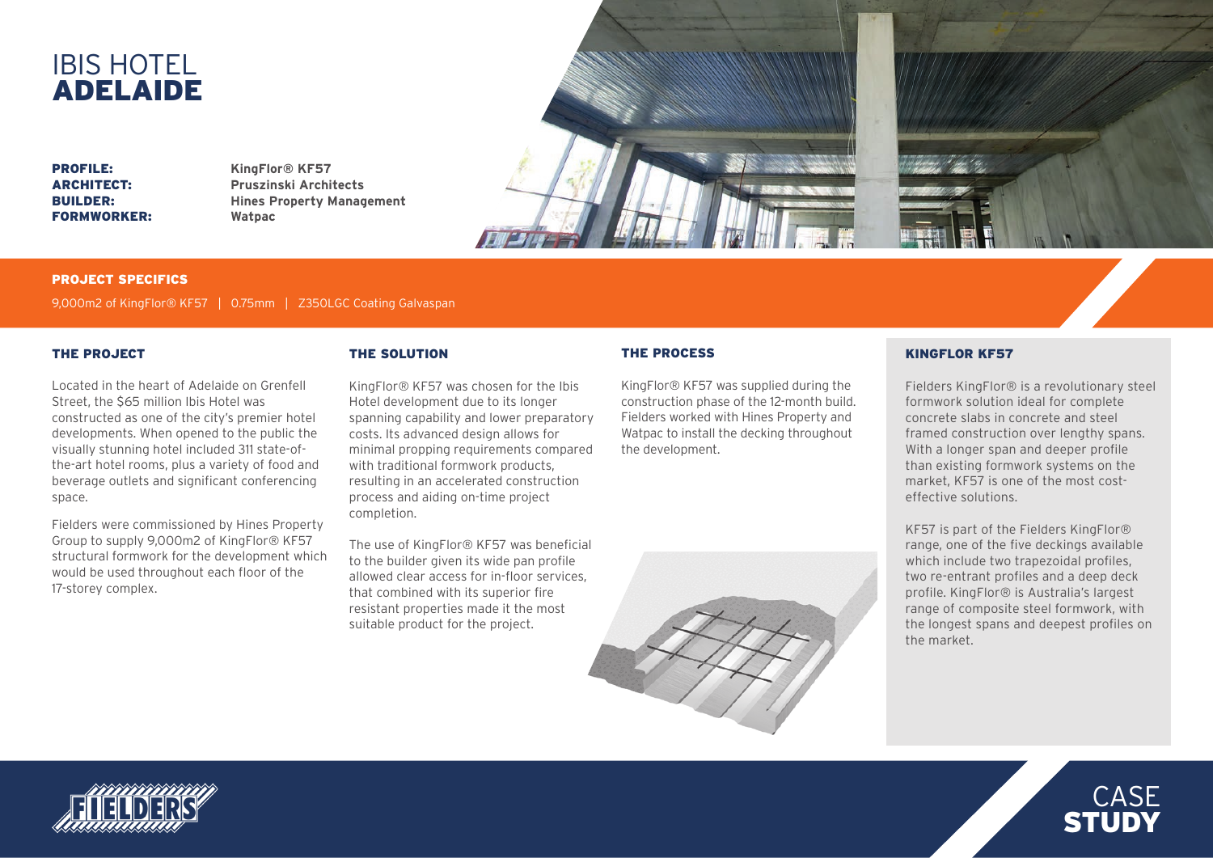# IBIS HOTEL ADELAIDE

**PROFILE:** KingFlor® KF57
**ARCHITECT:** Pruszinski Architects
**BUILDER:** Hines Property Management
**FORMWORKER:** Watpac

## PROJECT SPECIFICS

9,000m2 of KingFlor® KF57 | 0.75mm | Z350LGC Coating Galvaspan

### THE PROJECT

Located in the heart of Adelaide on Grenfell Street, the $65 million Ibis Hotel was constructed as one of the city's premier hotel developments. When opened to the public the visually stunning hotel included 311 state-of-the-art hotel rooms, plus a variety of food and beverage outlets and significant conferencing space.

Fielders were commissioned by Hines Property Group to supply 9,000m2 of KingFlor® KF57 structural formwork for the development which would be used throughout each floor of the 17-storey complex.

### THE SOLUTION

KingFlor® KF57 was chosen for the Ibis Hotel development due to its longer spanning capability and lower preparatory costs. Its advanced design allows for minimal propping requirements compared with traditional formwork products, resulting in an accelerated construction process and aiding on-time project completion.

The use of KingFlor® KF57 was beneficial to the builder given its wide pan profile allowed clear access for in-floor services, that combined with its superior fire resistant properties made it the most suitable product for the project.

### THE PROCESS

KingFlor® KF57 was supplied during the construction phase of the 12-month build. Fielders worked with Hines Property and Watpac to install the decking throughout the development.

### KINGFLOR KF57

Fielders KingFlor® is a revolutionary steel formwork solution ideal for complete concrete slabs in concrete and steel framed construction over lengthy spans. With a longer span and deeper profile than existing formwork systems on the market, KF57 is one of the most cost-effective solutions.

KF57 is part of the Fielders KingFlor® range, one of the five deckings available which include two trapezoidal profiles, two re-entrant profiles and a deep deck profile. KingFlor® is Australia's largest range of composite steel formwork, with the longest spans and deepest profiles on the market.

FIELDERS

CASE STUDY